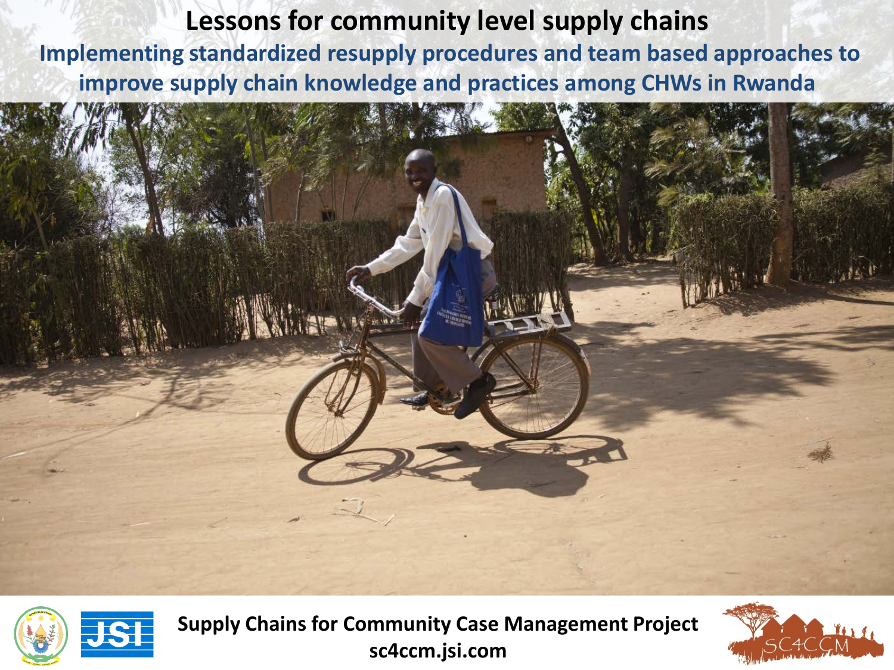# Lessons for community level supply chains

## Implementing standardized resupply procedures and team based approaches to improve supply chain knowledge and practices among CHWs in Rwanda

**Supply Chains for Community Case Management Project**
**sc4ccm.jsi.com**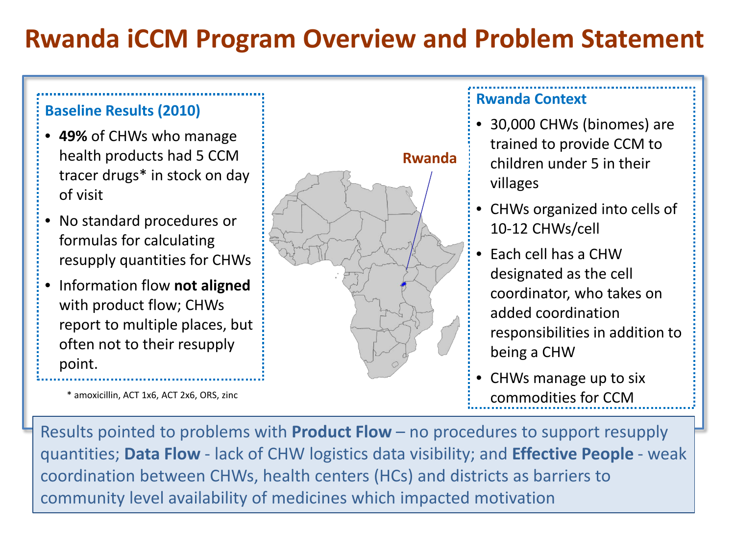# Rwanda iCCM Program Overview and Problem Statement

## Baseline Results (2010)

- **49%** of CHWs who manage health products had 5 CCM tracer drugs* in stock on day of visit
- No standard procedures or formulas for calculating resupply quantities for CHWs
- Information flow **not aligned** with product flow; CHWs report to multiple places, but often not to their resupply point.

\* amoxicillin, ACT 1x6, ACT 2x6, ORS, zinc

Rwanda

## Rwanda Context

- 30,000 CHWs (binomes) are trained to provide CCM to children under 5 in their villages
- CHWs organized into cells of 10-12 CHWs/cell
- Each cell has a CHW designated as the cell coordinator, who takes on added coordination responsibilities in addition to being a CHW
- CHWs manage up to six commodities for CCM

Results pointed to problems with **Product Flow** – no procedures to support resupply quantities; **Data Flow** - lack of CHW logistics data visibility; and **Effective People** - weak coordination between CHWs, health centers (HCs) and districts as barriers to community level availability of medicines which impacted motivation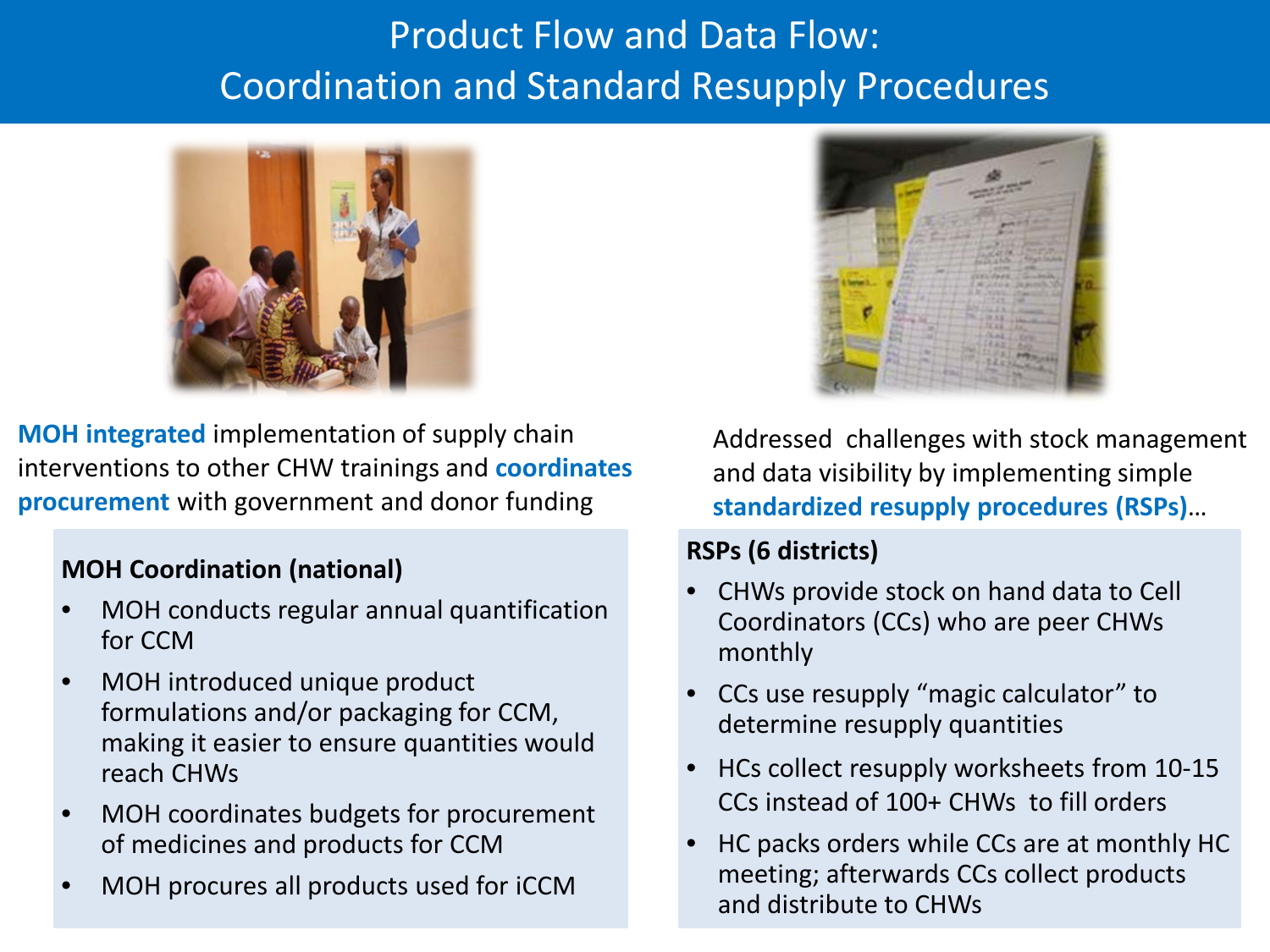# Product Flow and Data Flow: Coordination and Standard Resupply Procedures

**MOH integrated** implementation of supply chain interventions to other CHW trainings and **coordinates procurement** with government and donor funding

**MOH Coordination (national)**

- MOH conducts regular annual quantification for CCM
- MOH introduced unique product formulations and/or packaging for CCM, making it easier to ensure quantities would reach CHWs
- MOH coordinates budgets for procurement of medicines and products for CCM
- MOH procures all products used for iCCM

Addressed challenges with stock management and data visibility by implementing simple **standardized resupply procedures (RSPs)**…

**RSPs (6 districts)**

- CHWs provide stock on hand data to Cell Coordinators (CCs) who are peer CHWs monthly
- CCs use resupply "magic calculator" to determine resupply quantities
- HCs collect resupply worksheets from 10-15 CCs instead of 100+ CHWs to fill orders
- HC packs orders while CCs are at monthly HC meeting; afterwards CCs collect products and distribute to CHWs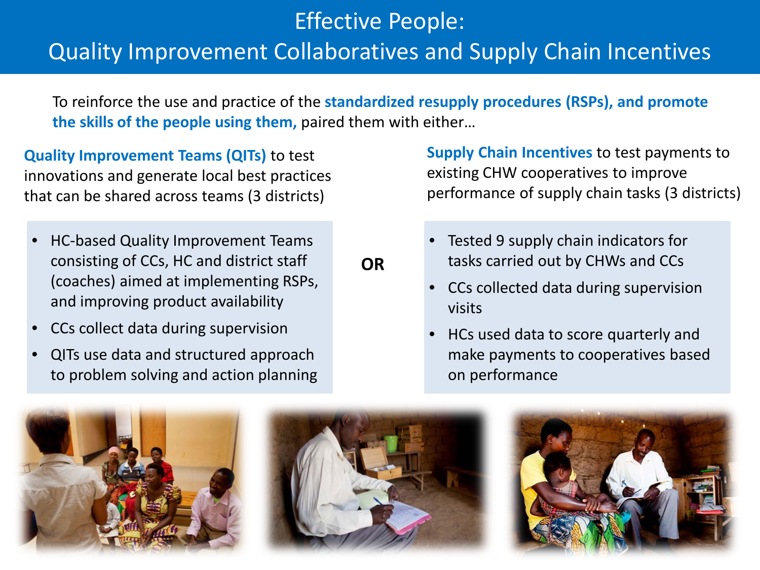# Effective People: Quality Improvement Collaboratives and Supply Chain Incentives

To reinforce the use and practice of the **standardized resupply procedures (RSPs), and promote the skills of the people using them,** paired them with either…

**Quality Improvement Teams (QITs)** to test innovations and generate local best practices that can be shared across teams (3 districts)

- HC-based Quality Improvement Teams consisting of CCs, HC and district staff (coaches) aimed at implementing RSPs, and improving product availability
- CCs collect data during supervision
- QITs use data and structured approach to problem solving and action planning

**OR**

**Supply Chain Incentives** to test payments to existing CHW cooperatives to improve performance of supply chain tasks (3 districts)

- Tested 9 supply chain indicators for tasks carried out by CHWs and CCs
- CCs collected data during supervision visits
- HCs used data to score quarterly and make payments to cooperatives based on performance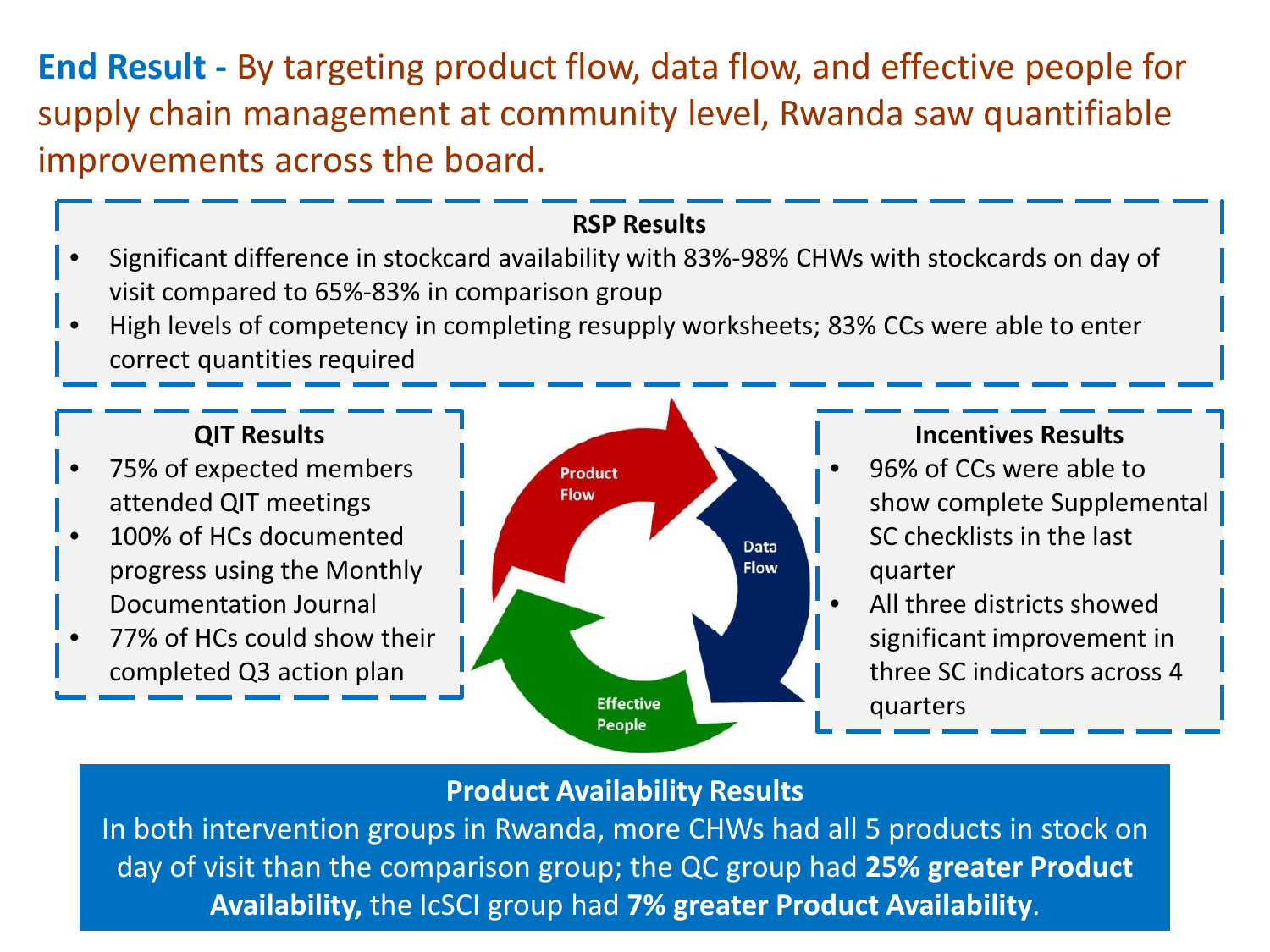**End Result -** By targeting product flow, data flow, and effective people for supply chain management at community level, Rwanda saw quantifiable improvements across the board.

### RSP Results

- Significant difference in stockcard availability with 83%-98% CHWs with stockcards on day of visit compared to 65%-83% in comparison group
- High levels of competency in completing resupply worksheets; 83% CCs were able to enter correct quantities required

### QIT Results

- 75% of expected members attended QIT meetings
- 100% of HCs documented progress using the Monthly Documentation Journal
- 77% of HCs could show their completed Q3 action plan

Product Flow

Data Flow

Effective People

### Incentives Results

- 96% of CCs were able to show complete Supplemental SC checklists in the last quarter
- All three districts showed significant improvement in three SC indicators across 4 quarters

### Product Availability Results

In both intervention groups in Rwanda, more CHWs had all 5 products in stock on day of visit than the comparison group; the QC group had **25% greater Product Availability,** the IcSCI group had **7% greater Product Availability**.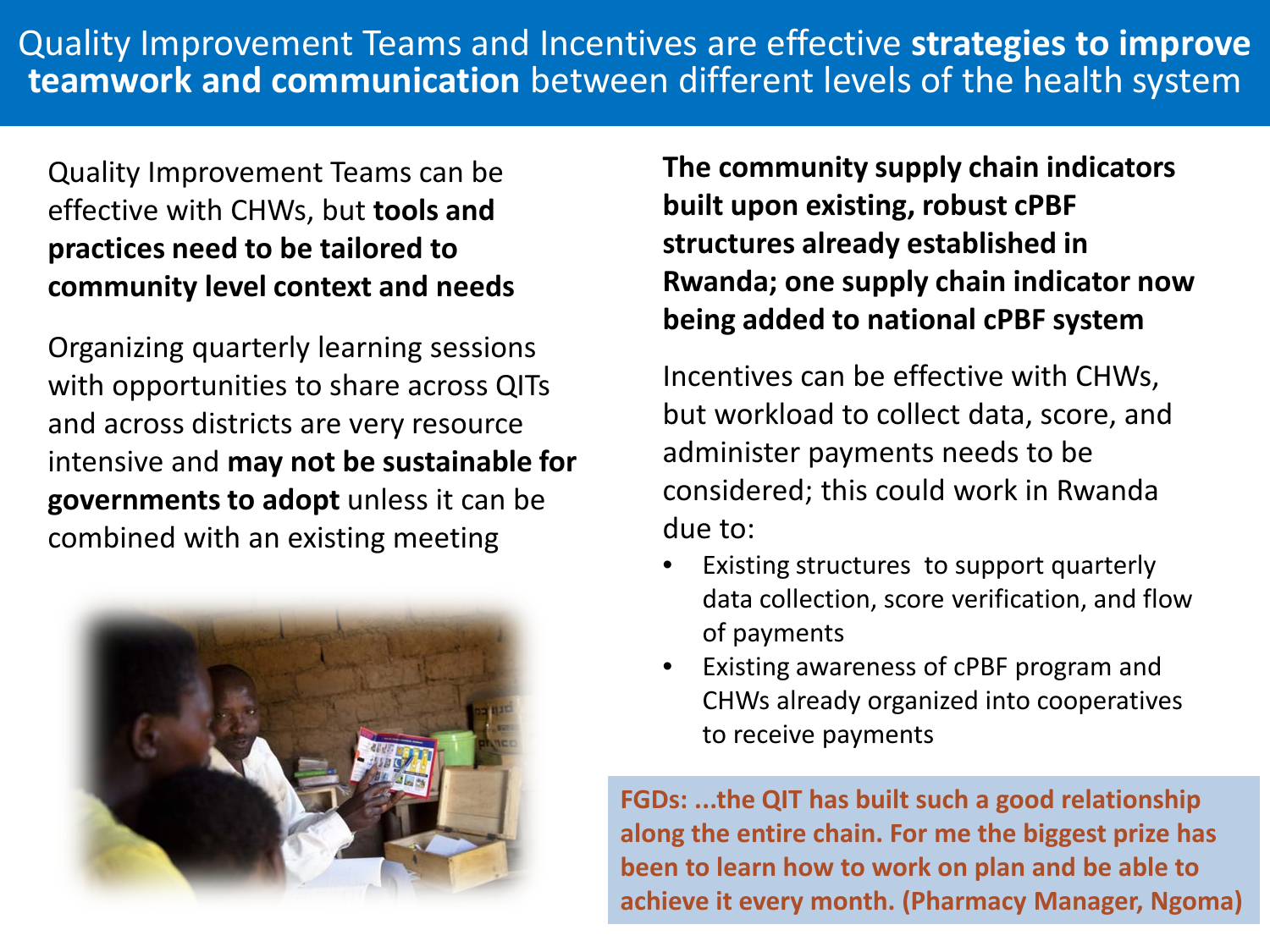# Quality Improvement Teams and Incentives are effective **strategies to improve teamwork and communication** between different levels of the health system

Quality Improvement Teams can be effective with CHWs, but **tools and practices need to be tailored to community level context and needs**

Organizing quarterly learning sessions with opportunities to share across QITs and across districts are very resource intensive and **may not be sustainable for governments to adopt** unless it can be combined with an existing meeting

**The community supply chain indicators built upon existing, robust cPBF structures already established in Rwanda; one supply chain indicator now being added to national cPBF system**

Incentives can be effective with CHWs, but workload to collect data, score, and administer payments needs to be considered; this could work in Rwanda due to:

- Existing structures to support quarterly data collection, score verification, and flow of payments
- Existing awareness of cPBF program and CHWs already organized into cooperatives to receive payments

**FGDs: ...the QIT has built such a good relationship along the entire chain. For me the biggest prize has been to learn how to work on plan and be able to achieve it every month. (Pharmacy Manager, Ngoma)**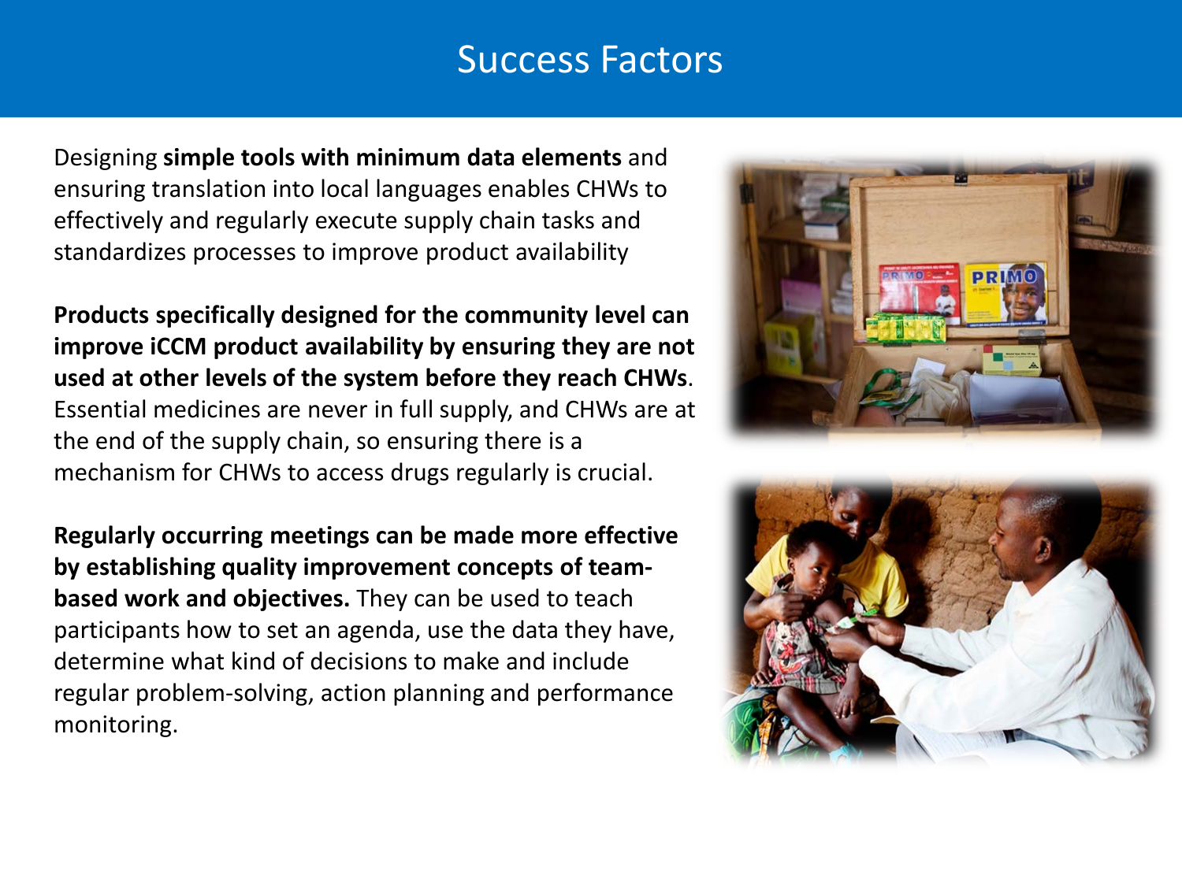# Success Factors

Designing **simple tools with minimum data elements** and ensuring translation into local languages enables CHWs to effectively and regularly execute supply chain tasks and standardizes processes to improve product availability

**Products specifically designed for the community level can improve iCCM product availability by ensuring they are not used at other levels of the system before they reach CHWs**. Essential medicines are never in full supply, and CHWs are at the end of the supply chain, so ensuring there is a mechanism for CHWs to access drugs regularly is crucial.

**Regularly occurring meetings can be made more effective by establishing quality improvement concepts of team-based work and objectives.** They can be used to teach participants how to set an agenda, use the data they have, determine what kind of decisions to make and include regular problem-solving, action planning and performance monitoring.